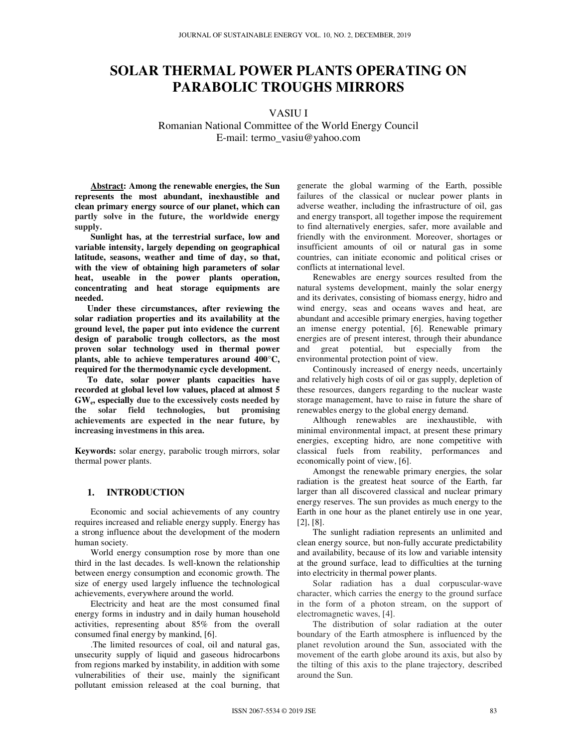# SOLAR THERMAL POWER PLANTS OPERATING ON PARABOLIC TROUGHS MIRRORS

VASIU I

Romanian National Committee of the World Energy Council
E-mail: termo_vasiu@yahoo.com

**Abstract: Among the renewable energies, the Sun represents the most abundant, inexhaustible and clean primary energy source of our planet, which can partly solve in the future, the worldwide energy supply.**

**Sunlight has, at the terrestrial surface, low and variable intensity, largely depending on geographical latitude, seasons, weather and time of day, so that, with the view of obtaining high parameters of solar heat, useable in the power plants operation, concentrating and heat storage equipments are needed.**

**Under these circumstances, after reviewing the solar radiation properties and its availability at the ground level, the paper put into evidence the current design of parabolic trough collectors, as the most proven solar technology used in thermal power plants, able to achieve temperatures around 400°C, required for the thermodynamic cycle development.**

**To date, solar power plants capacities have recorded at global level low values, placed at almost 5 $GW_e$, especially due to the excessively costs needed by the solar field technologies, but promising achievements are expected in the near future, by increasing investmens in this area.**

**Keywords:** solar energy, parabolic trough mirrors, solar thermal power plants.

## 1. INTRODUCTION

Economic and social achievements of any country requires increased and reliable energy supply. Energy has a strong influence about the development of the modern human society.

World energy consumption rose by more than one third in the last decades. Is well-known the relationship between energy consumption and economic growth. The size of energy used largely influence the technological achievements, everywhere around the world.

Electricity and heat are the most consumed final energy forms in industry and in daily human household activities, representing about 85% from the overall consumed final energy by mankind, [6].

.The limited resources of coal, oil and natural gas, unsecurity supply of liquid and gaseous hidrocarbons from regions marked by instability, in addition with some vulnerabilities of their use, mainly the significant pollutant emission released at the coal burning, that generate the global warming of the Earth, possible failures of the classical or nuclear power plants in adverse weather, including the infrastructure of oil, gas and energy transport, all together impose the requirement to find alternatively energies, safer, more available and friendly with the environment. Moreover, shortages or insufficient amounts of oil or natural gas in some countries, can initiate economic and political crises or conflicts at international level.

Renewables are energy sources resulted from the natural systems development, mainly the solar energy and its derivates, consisting of biomass energy, hidro and wind energy, seas and oceans waves and heat, are abundant and accesible primary energies, having together an imense energy potential, [6]. Renewable primary energies are of present interest, through their abundance and great potential, but especially from the environmental protection point of view.

Continously increased of energy needs, uncertainly and relatively high costs of oil or gas supply, depletion of these resources, dangers regarding to the nuclear waste storage management, have to raise in future the share of renewables energy to the global energy demand.

Although renewables are inexhaustible, with minimal environmental impact, at present these primary energies, excepting hidro, are none competitive with classical fuels from reability, performances and economically point of view, [6].

Amongst the renewable primary energies, the solar radiation is the greatest heat source of the Earth, far larger than all discovered classical and nuclear primary energy reserves. The sun provides as much energy to the Earth in one hour as the planet entirely use in one year, [2], [8].

The sunlight radiation represents an unlimited and clean energy source, but non-fully accurate predictability and availability, because of its low and variable intensity at the ground surface, lead to difficulties at the turning into electricity in thermal power plants.

Solar radiation has a dual corpuscular-wave character, which carries the energy to the ground surface in the form of a photon stream, on the support of electromagnetic waves, [4].

The distribution of solar radiation at the outer boundary of the Earth atmosphere is influenced by the planet revolution around the Sun, associated with the movement of the earth globe around its axis, but also by the tilting of this axis to the plane trajectory, described around the Sun.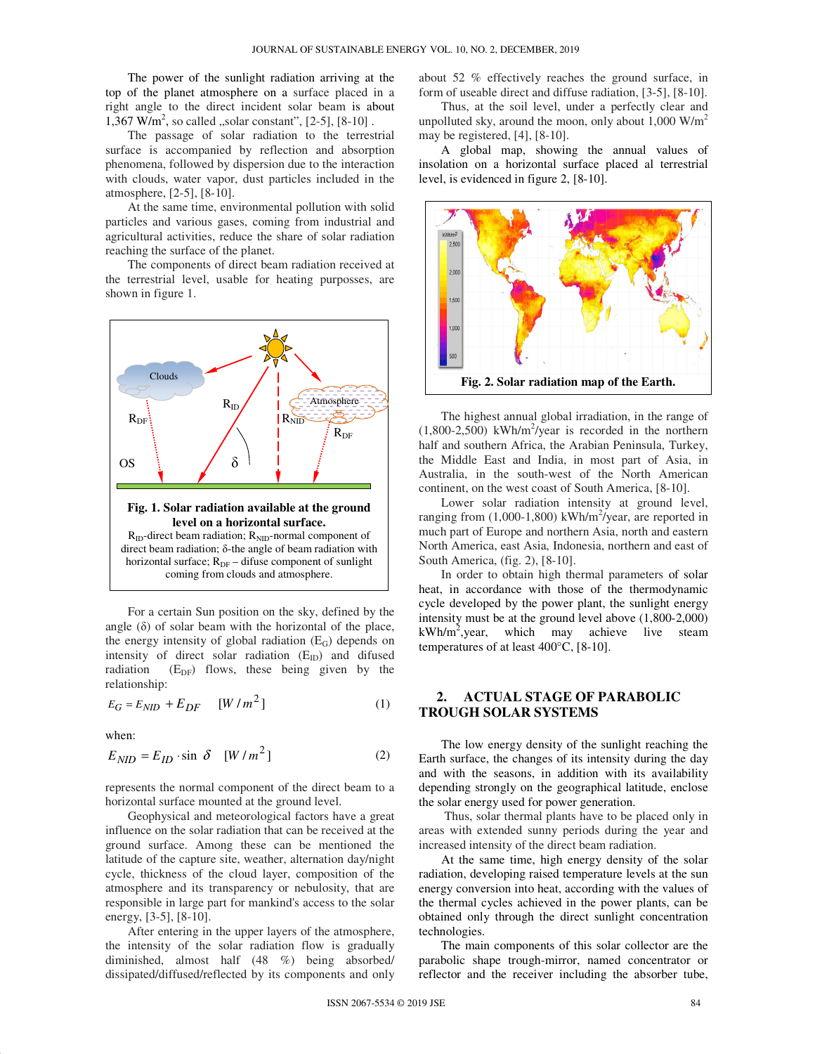The power of the sunlight radiation arriving at the top of the planet atmosphere on a surface placed in a right angle to the direct incident solar beam is about 1,367 $W/m^2$, so called „solar constant", [2-5], [8-10] .

The passage of solar radiation to the terrestrial surface is accompanied by reflection and absorption phenomena, followed by dispersion due to the interaction with clouds, water vapor, dust particles included in the atmosphere, [2-5], [8-10].

At the same time, environmental pollution with solid particles and various gases, coming from industrial and agricultural activities, reduce the share of solar radiation reaching the surface of the planet.

The components of direct beam radiation received at the terrestrial level, usable for heating purposses, are shown in figure 1.

**Fig. 1. Solar radiation available at the ground level on a horizontal surface.**

$R_{ID}$-direct beam radiation; $R_{NID}$-normal component of direct beam radiation; δ-the angle of beam radiation with horizontal surface; $R_{DF}$ – difuse component of sunlight coming from clouds and atmosphere.

For a certain Sun position on the sky, defined by the angle (δ) of solar beam with the horizontal of the place, the energy intensity of global radiation ($E_G$) depends on intensity of direct solar radiation ($E_{ID}$) and difused radiation ($E_{DF}$) flows, these being given by the relationship:

$$E_G = E_{NID} + E_{DF} \quad [W/m^2] \tag{1}$$

when:

$$E_{NID} = E_{ID} \cdot \sin\delta \quad [W/m^2] \tag{2}$$

represents the normal component of the direct beam to a horizontal surface mounted at the ground level.

Geophysical and meteorological factors have a great influence on the solar radiation that can be received at the ground surface. Among these can be mentioned the latitude of the capture site, weather, alternation day/night cycle, thickness of the cloud layer, composition of the atmosphere and its transparency or nebulosity, that are responsible in large part for mankind's access to the solar energy, [3-5], [8-10].

After entering in the upper layers of the atmosphere, the intensity of the solar radiation flow is gradually diminished, almost half (48 %) being absorbed/ dissipated/diffused/reflected by its components and only about 52 % effectively reaches the ground surface, in form of useable direct and diffuse radiation, [3-5], [8-10].

Thus, at the soil level, under a perfectly clear and unpolluted sky, around the moon, only about 1,000 $W/m^2$ may be registered, [4], [8-10].

A global map, showing the annual values of insolation on a horizontal surface placed al terrestrial level, is evidenced in figure 2, [8-10].

**Fig. 2. Solar radiation map of the Earth.**

The highest annual global irradiation, in the range of (1,800-2,500) $kWh/m^2/year$ is recorded in the northern half and southern Africa, the Arabian Peninsula, Turkey, the Middle East and India, in most part of Asia, in Australia, in the south-west of the North American continent, on the west coast of South America, [8-10].

Lower solar radiation intensity at ground level, ranging from (1,000-1,800) $kWh/m^2/year$, are reported in much part of Europe and northern Asia, north and eastern North America, east Asia, Indonesia, northern and east of South America, (fig. 2), [8-10].

In order to obtain high thermal parameters of solar heat, in accordance with those of the thermodynamic cycle developed by the power plant, the sunlight energy intensity must be at the ground level above (1,800-2,000) $kWh/m^2$,year, which may achieve live steam temperatures of at least 400°C, [8-10].

## 2. ACTUAL STAGE OF PARABOLIC TROUGH SOLAR SYSTEMS

The low energy density of the sunlight reaching the Earth surface, the changes of its intensity during the day and with the seasons, in addition with its availability depending strongly on the geographical latitude, enclose the solar energy used for power generation.

Thus, solar thermal plants have to be placed only in areas with extended sunny periods during the year and increased intensity of the direct beam radiation.

At the same time, high energy density of the solar radiation, developing raised temperature levels at the sun energy conversion into heat, according with the values of the thermal cycles achieved in the power plants, can be obtained only through the direct sunlight concentration technologies.

The main components of this solar collector are the parabolic shape trough-mirror, named concentrator or reflector and the receiver including the absorber tube,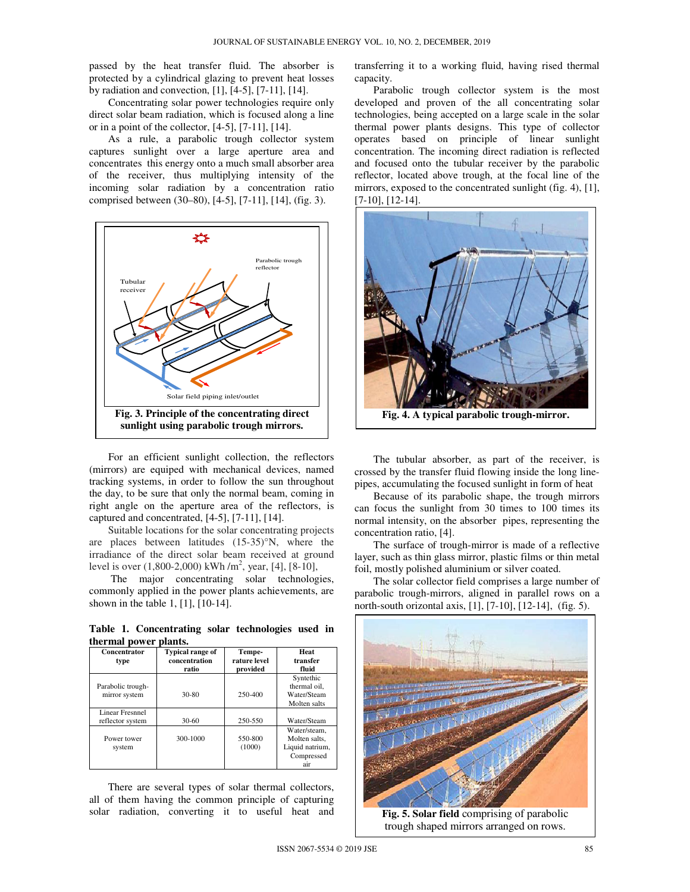passed by the heat transfer fluid. The absorber is protected by a cylindrical glazing to prevent heat losses by radiation and convection, [1], [4-5], [7-11], [14].

Concentrating solar power technologies require only direct solar beam radiation, which is focused along a line or in a point of the collector, [4-5], [7-11], [14].

As a rule, a parabolic trough collector system captures sunlight over a large aperture area and concentrates this energy onto a much small absorber area of the receiver, thus multiplying intensity of the incoming solar radiation by a concentration ratio comprised between (30–80), [4-5], [7-11], [14], (fig. 3).

**Fig. 3. Principle of the concentrating direct sunlight using parabolic trough mirrors.**

For an efficient sunlight collection, the reflectors (mirrors) are equiped with mechanical devices, named tracking systems, in order to follow the sun throughout the day, to be sure that only the normal beam, coming in right angle on the aperture area of the reflectors, is captured and concentrated, [4-5], [7-11], [14].

Suitable locations for the solar concentrating projects are places between latitudes (15-35)°N, where the irradiance of the direct solar beam received at ground level is over (1,800-2,000) kWh /m$^2$, year, [4], [8-10],

The major concentrating solar technologies, commonly applied in the power plants achievements, are shown in the table 1, [1], [10-14].

**Table 1. Concentrating solar technologies used in thermal power plants.**

| Concentrator type | Typical range of concentration ratio | Tempe-rature level provided | Heat transfer fluid |
|---|---|---|---|
| Parabolic trough-mirror system | 30-80 | 250-400 | Syntethic thermal oil, Water/Steam Molten salts |
| Linear Fresnnel reflector system | 30-60 | 250-550 | Water/Steam |
| Power tower system | 300-1000 | 550-800 (1000) | Water/steam, Molten salts, Liquid natrium, Compressed air |

There are several types of solar thermal collectors, all of them having the common principle of capturing solar radiation, converting it to useful heat and transferring it to a working fluid, having rised thermal capacity.

Parabolic trough collector system is the most developed and proven of the all concentrating solar technologies, being accepted on a large scale in the solar thermal power plants designs. This type of collector operates based on principle of linear sunlight concentration. The incoming direct radiation is reflected and focused onto the tubular receiver by the parabolic reflector, located above trough, at the focal line of the mirrors, exposed to the concentrated sunlight (fig. 4), [1], [7-10], [12-14].

**Fig. 4. A typical parabolic trough-mirror.**

The tubular absorber, as part of the receiver, is crossed by the transfer fluid flowing inside the long line-pipes, accumulating the focused sunlight in form of heat

Because of its parabolic shape, the trough mirrors can focus the sunlight from 30 times to 100 times its normal intensity, on the absorber pipes, representing the concentration ratio, [4].

The surface of trough-mirror is made of a reflective layer, such as thin glass mirror, plastic films or thin metal foil, mostly polished aluminium or silver coated.

The solar collector field comprises a large number of parabolic trough-mirrors, aligned in parallel rows on a north-south orizontal axis, [1], [7-10], [12-14], (fig. 5).

**Fig. 5. Solar field** comprising of parabolic trough shaped mirrors arranged on rows.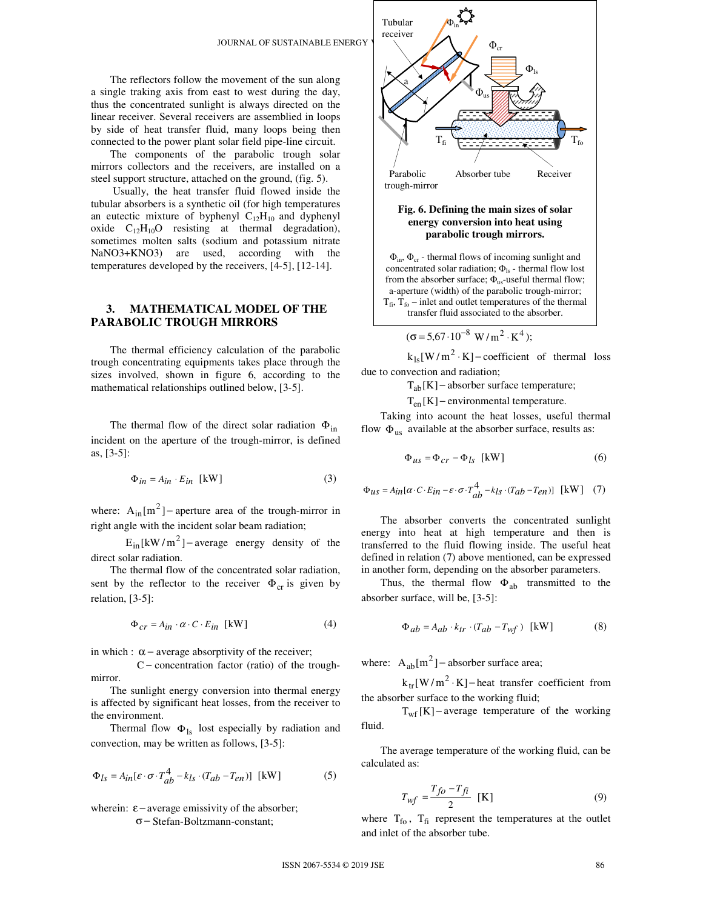The reflectors follow the movement of the sun along a single traking axis from east to west during the day, thus the concentrated sunlight is always directed on the linear receiver. Several receivers are assembleid in loops by side of heat transfer fluid, many loops being then connected to the power plant solar field pipe-line circuit.

The components of the parabolic trough solar mirrors collectors and the receivers, are installed on a steel support structure, attached on the ground, (fig. 5).

Usually, the heat transfer fluid flowed inside the tubular absorbers is a synthetic oil (for high temperatures an eutectic mixture of byphenyl $C_{12}H_{10}$ and dyphenyl oxide $C_{12}H_{10}O$ resisting at thermal degradation), sometimes molten salts (sodium and potassium nitrate NaNO3+KNO3) are used, according with the temperatures developed by the receivers, [4-5], [12-14].

## 3. MATHEMATICAL MODEL OF THE PARABOLIC TROUGH MIRRORS

The thermal efficiency calculation of the parabolic trough concentrating equipments takes place through the sizes involved, shown in figure 6, according to the mathematical relationships outlined below, [3-5].

Tubular receiver, $\Phi_{in}$, $\Phi_{cr}$, $\Phi_{ls}$, $\Phi_{us}$, a, $T_{fi}$, $T_{fo}$, Parabolic trough-mirror, Absorber tube, Receiver

**Fig. 6. Defining the main sizes of solar energy conversion into heat using parabolic trough mirrors.**

$\Phi_{in}$, $\Phi_{cr}$ - thermal flows of incoming sunlight and concentrated solar radiation; $\Phi_{ls}$ - thermal flow lost from the absorber surface; $\Phi_{us}$-useful thermal flow; a-aperture (width) of the parabolic trough-mirror; $T_{fi}$, $T_{fo}$ – inlet and outlet temperatures of the thermal transfer fluid associated to the absorber.

The thermal flow of the direct solar radiation $\Phi_{in}$ incident on the aperture of the trough-mirror, is defined as, [3-5]:

$$\Phi_{in} = A_{in} \cdot E_{in} \ \text{[kW]} \tag{3}$$

where: $A_{in}[\text{m}^2]$ – aperture area of the trough-mirror in right angle with the incident solar beam radiation;

$E_{in}[\text{kW/m}^2]$ – average energy density of the direct solar radiation.

The thermal flow of the concentrated solar radiation, sent by the reflector to the receiver $\Phi_{cr}$ is given by relation, [3-5]:

$$\Phi_{cr} = A_{in} \cdot \alpha \cdot C \cdot E_{in} \ \text{[kW]} \tag{4}$$

in which : $\alpha$ – average absorptivity of the receiver;

$C$ – concentration factor (ratio) of the trough-mirror.

The sunlight energy conversion into thermal energy is affected by significant heat losses, from the receiver to the environment.

Thermal flow $\Phi_{ls}$ lost especially by radiation and convection, may be written as follows, [3-5]:

$$\Phi_{ls} = A_{in}[\varepsilon \cdot \sigma \cdot T_{ab}^4 - k_{ls} \cdot (T_{ab} - T_{en})] \ \text{[kW]} \tag{5}$$

wherein: $\varepsilon$ – average emissivity of the absorber;

$\sigma$ – Stefan-Boltzmann-constant; ($\sigma = 5{,}67 \cdot 10^{-8}\ \text{W/m}^2 \cdot \text{K}^4$);

$k_{ls}[\text{W/m}^2 \cdot \text{K}]$ – coefficient of thermal loss due to convection and radiation;

$T_{ab}[\text{K}]$ – absorber surface temperature;

$T_{en}[\text{K}]$ – environmental temperature.

Taking into acount the heat losses, useful thermal flow $\Phi_{us}$ available at the absorber surface, results as:

$$\Phi_{us} = \Phi_{cr} - \Phi_{ls} \ \text{[kW]} \tag{6}$$

$$\Phi_{us} = A_{in}[\alpha \cdot C \cdot E_{in} - \varepsilon \cdot \sigma \cdot T_{ab}^4 - k_{ls} \cdot (T_{ab} - T_{en})] \ \text{[kW]} \tag{7}$$

The absorber converts the concentrated sunlight energy into heat at high temperature and then is transferred to the fluid flowing inside. The useful heat defined in relation (7) above mentioned, can be expressed in another form, depending on the absorber parameters.

Thus, the thermal flow $\Phi_{ab}$ transmitted to the absorber surface, will be, [3-5]:

$$\Phi_{ab} = A_{ab} \cdot k_{tr} \cdot (T_{ab} - T_{wf}) \ \text{[kW]} \tag{8}$$

where: $A_{ab}[\text{m}^2]$ – absorber surface area;

$k_{tr}[\text{W/m}^2 \cdot \text{K}]$ – heat transfer coefficient from the absorber surface to the working fluid;

$T_{wf}[\text{K}]$ – average temperature of the working fluid.

The average temperature of the working fluid, can be calculated as:

$$T_{wf} = \frac{T_{fo} - T_{fi}}{2} \ \text{[K]} \tag{9}$$

where $T_{fo}$, $T_{fi}$ represent the temperatures at the outlet and inlet of the absorber tube.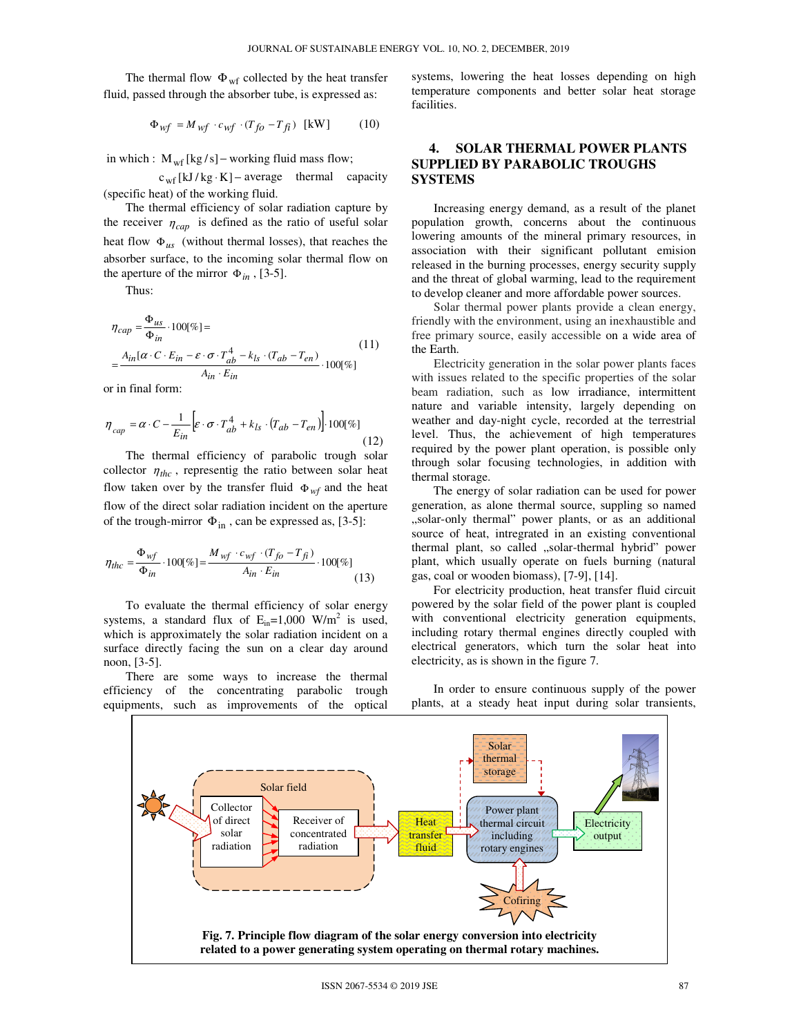The thermal flow $\Phi_{wf}$ collected by the heat transfer fluid, passed through the absorber tube, is expressed as:

$$\Phi_{wf} = M_{wf} \cdot c_{wf} \cdot (T_{fo} - T_{fi}) \ \text{[kW]} \qquad (10)$$

in which : $M_{wf}$ [kg/s] – working fluid mass flow;

$c_{wf}$ [kJ/kg·K] – average thermal capacity (specific heat) of the working fluid.

The thermal efficiency of solar radiation capture by the receiver $\eta_{cap}$ is defined as the ratio of useful solar heat flow $\Phi_{us}$ (without thermal losses), that reaches the absorber surface, to the incoming solar thermal flow on the aperture of the mirror $\Phi_{in}$, [3-5].

Thus:

$$\eta_{cap} = \frac{\Phi_{us}}{\Phi_{in}} \cdot 100[\%] = \frac{A_{in}[\alpha \cdot C \cdot E_{in} - \varepsilon \cdot \sigma \cdot T_{ab}^4 - k_{ls} \cdot (T_{ab} - T_{en})}{A_{in} \cdot E_{in}} \cdot 100[\%] \qquad (11)$$

or in final form:

$$\eta_{cap} = \alpha \cdot C - \frac{1}{E_{in}}\left[\varepsilon \cdot \sigma \cdot T_{ab}^4 + k_{ls} \cdot (T_{ab} - T_{en})\right] \cdot 100[\%] \qquad (12)$$

The thermal efficiency of parabolic trough solar collector $\eta_{thc}$, representig the ratio between solar heat flow taken over by the transfer fluid $\Phi_{wf}$ and the heat flow of the direct solar radiation incident on the aperture of the trough-mirror $\Phi_{in}$, can be expressed as, [3-5]:

$$\eta_{thc} = \frac{\Phi_{wf}}{\Phi_{in}} \cdot 100[\%] = \frac{M_{wf} \cdot c_{wf} \cdot (T_{fo} - T_{fi})}{A_{in} \cdot E_{in}} \cdot 100[\%] \qquad (13)$$

To evaluate the thermal efficiency of solar energy systems, a standard flux of $E_{in}$=1,000 W/m$^2$ is used, which is approximately the solar radiation incident on a surface directly facing the sun on a clear day around noon, [3-5].

There are some ways to increase the thermal efficiency of the concentrating parabolic trough equipments, such as improvements of the optical systems, lowering the heat losses depending on high temperature components and better solar heat storage facilities.

## 4. SOLAR THERMAL POWER PLANTS SUPPLIED BY PARABOLIC TROUGHS SYSTEMS

Increasing energy demand, as a result of the planet population growth, concerns about the continuous lowering amounts of the mineral primary resources, in association with their significant pollutant emision released in the burning processes, energy security supply and the threat of global warming, lead to the requirement to develop cleaner and more affordable power sources.

Solar thermal power plants provide a clean energy, friendly with the environment, using an inexhaustible and free primary source, easily accessible on a wide area of the Earth.

Electricity generation in the solar power plants faces with issues related to the specific properties of the solar beam radiation, such as low irradiance, intermittent nature and variable intensity, largely depending on weather and day-night cycle, recorded at the terrestrial level. Thus, the achievement of high temperatures required by the power plant operation, is possible only through solar focusing technologies, in addition with thermal storage.

The energy of solar radiation can be used for power generation, as alone thermal source, suppling so named „solar-only thermal" power plants, or as an additional source of heat, intregrated in an existing conventional thermal plant, so called „solar-thermal hybrid" power plant, which usually operate on fuels burning (natural gas, coal or wooden biomass), [7-9], [14].

For electricity production, heat transfer fluid circuit powered by the solar field of the power plant is coupled with conventional electricity generation equipments, including rotary thermal engines directly coupled with electrical generators, which turn the solar heat into electricity, as is shown in the figure 7.

In order to ensure continuous supply of the power plants, at a steady heat input during solar transients,

**Fig. 7. Principle flow diagram of the solar energy conversion into electricity related to a power generating system operating on thermal rotary machines.**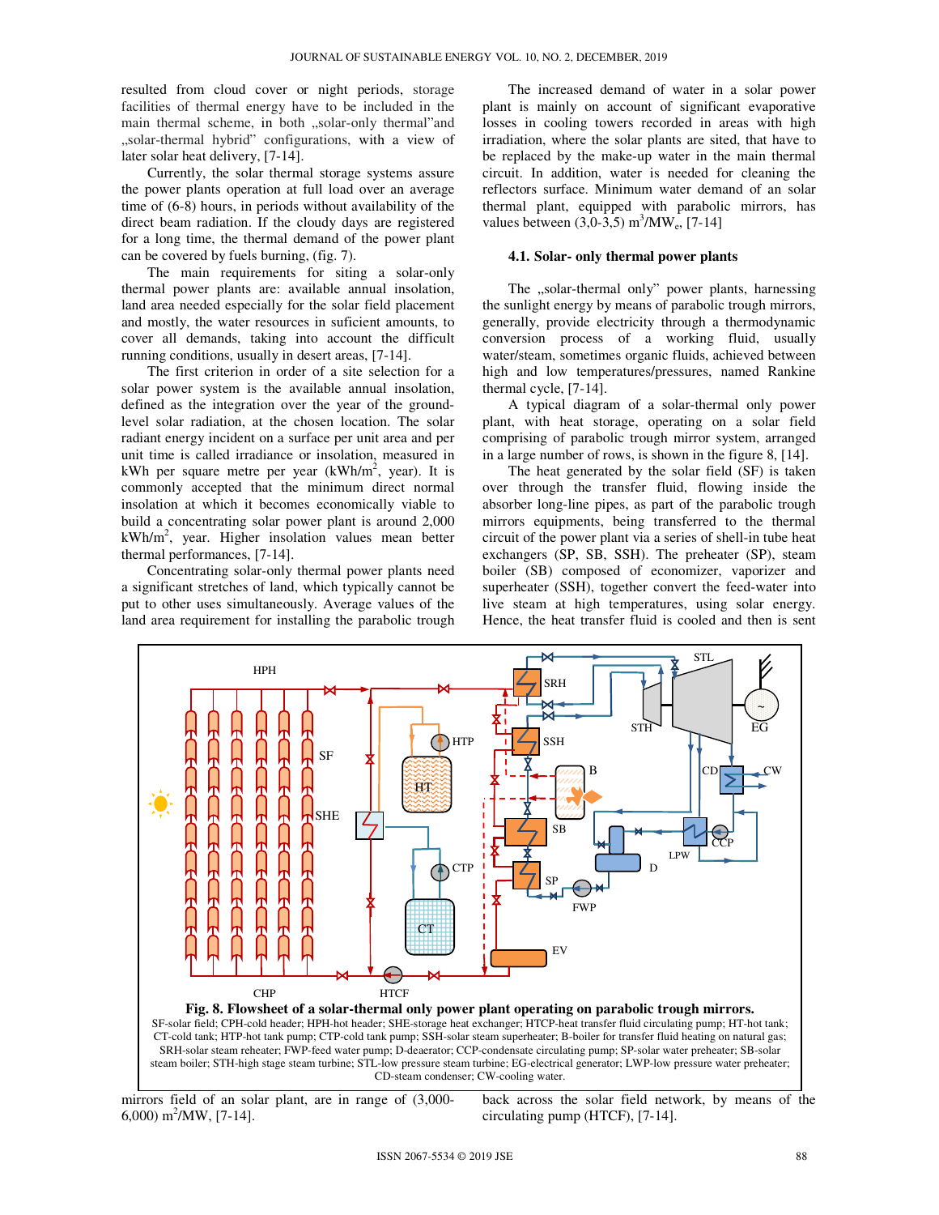resulted from cloud cover or night periods, storage facilities of thermal energy have to be included in the main thermal scheme, in both „solar-only thermal"and „solar-thermal hybrid" configurations, with a view of later solar heat delivery, [7-14].

Currently, the solar thermal storage systems assure the power plants operation at full load over an average time of (6-8) hours, in periods without availability of the direct beam radiation. If the cloudy days are registered for a long time, the thermal demand of the power plant can be covered by fuels burning, (fig. 7).

The main requirements for siting a solar-only thermal power plants are: available annual insolation, land area needed especially for the solar field placement and mostly, the water resources in suficient amounts, to cover all demands, taking into account the difficult running conditions, usually in desert areas, [7-14].

The first criterion in order of a site selection for a solar power system is the available annual insolation, defined as the integration over the year of the ground-level solar radiation, at the chosen location. The solar radiant energy incident on a surface per unit area and per unit time is called irradiance or insolation, measured in kWh per square metre per year (kWh/m$^2$, year). It is commonly accepted that the minimum direct normal insolation at which it becomes economically viable to build a concentrating solar power plant is around 2,000 kWh/m$^2$, year. Higher insolation values mean better thermal performances, [7-14].

Concentrating solar-only thermal power plants need a significant stretches of land, which typically cannot be put to other uses simultaneously. Average values of the land area requirement for installing the parabolic trough mirrors field of an solar plant, are in range of (3,000-6,000) m$^2$/MW, [7-14].

The increased demand of water in a solar power plant is mainly on account of significant evaporative losses in cooling towers recorded in areas with high irradiation, where the solar plants are sited, that have to be replaced by the make-up water in the main thermal circuit. In addition, water is needed for cleaning the reflectors surface. Minimum water demand of an solar thermal plant, equipped with parabolic mirrors, has values between (3,0-3,5) m$^3$/MW$_e$, [7-14]

### 4.1. Solar- only thermal power plants

The „solar-thermal only" power plants, harnessing the sunlight energy by means of parabolic trough mirrors, generally, provide electricity through a thermodynamic conversion process of a working fluid, usually water/steam, sometimes organic fluids, achieved between high and low temperatures/pressures, named Rankine thermal cycle, [7-14].

A typical diagram of a solar-thermal only power plant, with heat storage, operating on a solar field comprising of parabolic trough mirror system, arranged in a large number of rows, is shown in the figure 8, [14].

The heat generated by the solar field (SF) is taken over through the transfer fluid, flowing inside the absorber long-line pipes, as part of the parabolic trough mirrors equipments, being transferred to the thermal circuit of the power plant via a series of shell-in tube heat exchangers (SP, SB, SSH). The preheater (SP), steam boiler (SB) composed of economizer, vaporizer and superheater (SSH), together convert the feed-water into live steam at high temperatures, using solar energy. Hence, the heat transfer fluid is cooled and then is sent back across the solar field network, by means of the circulating pump (HTCF), [7-14].

**Fig. 8. Flowsheet of a solar-thermal only power plant operating on parabolic trough mirrors.**
SF-solar field; CPH-cold header; HPH-hot header; SHE-storage heat exchanger; HTCP-heat transfer fluid circulating pump; HT-hot tank; CT-cold tank; HTP-hot tank pump; CTP-cold tank pump; SSH-solar steam superheater; B-boiler for transfer fluid heating on natural gas; SRH-solar steam reheater; FWP-feed water pump; D-deaerator; CCP-condensate circulating pump; SP-solar water preheater; SB-solar steam boiler; STH-high stage steam turbine; STL-low pressure steam turbine; EG-electrical generator; LWP-low pressure water preheater; CD-steam condenser; CW-cooling water.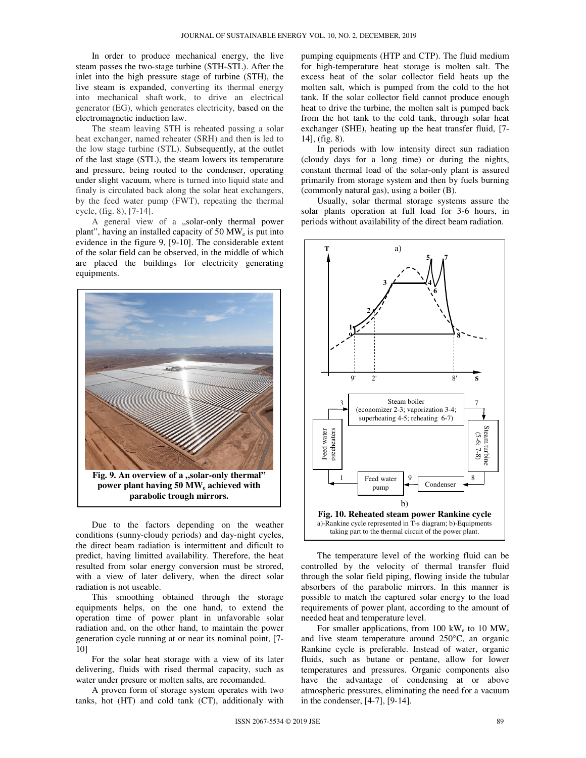In order to produce mechanical energy, the live steam passes the two-stage turbine (STH-STL). After the inlet into the high pressure stage of turbine (STH), the live steam is expanded, converting its thermal energy into mechanical shaft work, to drive an electrical generator (EG), which generates electricity, based on the electromagnetic induction law.

The steam leaving STH is reheated passing a solar heat exchanger, named reheater (SRH) and then is led to the low stage turbine (STL). Subsequently, at the outlet of the last stage (STL), the steam lowers its temperature and pressure, being routed to the condenser, operating under slight vacuum, where is turned into liquid state and finaly is circulated back along the solar heat exchangers, by the feed water pump (FWT), repeating the thermal cycle, (fig. 8), [7-14].

A general view of a „solar-only thermal power plant", having an installed capacity of 50 $MW_e$ is put into evidence in the figure 9, [9-10]. The considerable extent of the solar field can be observed, in the middle of which are placed the buildings for electricity generating equipments.

**Fig. 9. An overview of a „solar-only thermal" power plant having 50 $MW_e$ achieved with parabolic trough mirrors.**

Due to the factors depending on the weather conditions (sunny-cloudy periods) and day-night cycles, the direct beam radiation is intermittent and dificult to predict, having limitted availability. Therefore, the heat resulted from solar energy conversion must be strored, with a view of later delivery, when the direct solar radiation is not useable.

This smoothing obtained through the storage equipments helps, on the one hand, to extend the operation time of power plant in unfavorable solar radiation and, on the other hand, to maintain the power generation cycle running at or near its nominal point, [7-10]

For the solar heat storage with a view of its later delivering, fluids with rised thermal capacity, such as water under presure or molten salts, are recomanded.

A proven form of storage system operates with two tanks, hot (HT) and cold tank (CT), additionaly with pumping equipments (HTP and CTP). The fluid medium for high-temperature heat storage is molten salt. The excess heat of the solar collector field heats up the molten salt, which is pumped from the cold to the hot tank. If the solar collector field cannot produce enough heat to drive the turbine, the molten salt is pumped back from the hot tank to the cold tank, through solar heat exchanger (SHE), heating up the heat transfer fluid, [7-14], (fig. 8).

In periods with low intensity direct sun radiation (cloudy days for a long time) or during the nights, constant thermal load of the solar-only plant is assured primarily from storage system and then by fuels burning (commonly natural gas), using a boiler (B).

Usually, solar thermal storage systems assure the solar plants operation at full load for 3-6 hours, in periods without availability of the direct beam radiation.

**Fig. 10. Reheated steam power Rankine cycle**
a)-Rankine cycle represented in T-s diagram; b)-Equipments taking part to the thermal circuit of the power plant.

The temperature level of the working fluid can be controlled by the velocity of thermal transfer fluid through the solar field piping, flowing inside the tubular absorbers of the parabolic mirrors. In this manner is possible to match the captured solar energy to the load requirements of power plant, according to the amount of needed heat and temperature level.

For smaller applications, from 100 $kW_e$ to 10 $MW_e$ and live steam temperature around 250°C, an organic Rankine cycle is preferable. Instead of water, organic fluids, such as butane or pentane, allow for lower temperatures and pressures. Organic components also have the advantage of condensing at or above atmospheric pressures, eliminating the need for a vacuum in the condenser, [4-7], [9-14].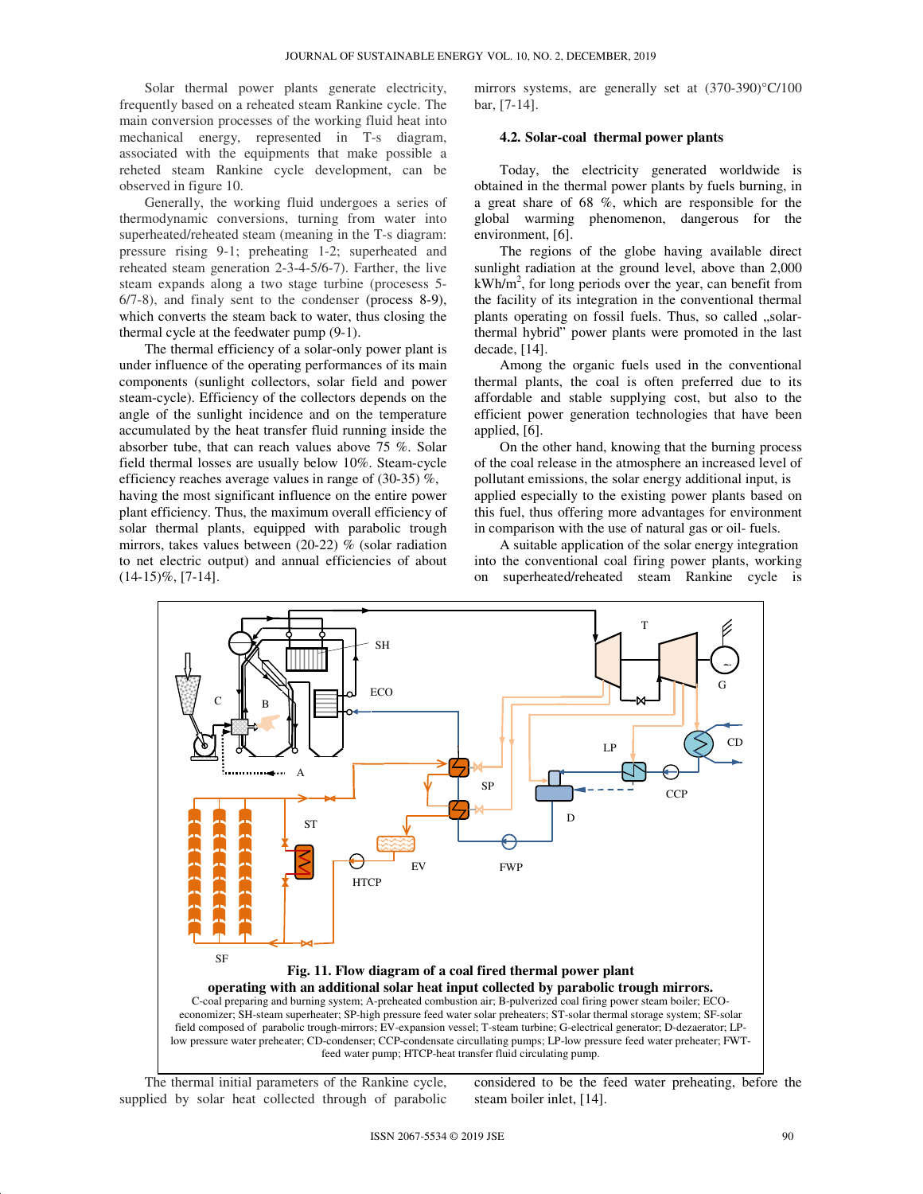Solar thermal power plants generate electricity, frequently based on a reheated steam Rankine cycle. The main conversion processes of the working fluid heat into mechanical energy, represented in T-s diagram, associated with the equipments that make possible a reheted steam Rankine cycle development, can be observed in figure 10.

Generally, the working fluid undergoes a series of thermodynamic conversions, turning from water into superheated/reheated steam (meaning in the T-s diagram: pressure rising 9-1; preheating 1-2; superheated and reheated steam generation 2-3-4-5/6-7). Farther, the live steam expands along a two stage turbine (processes 5-6/7-8), and finaly sent to the condenser (process 8-9), which converts the steam back to water, thus closing the thermal cycle at the feedwater pump (9-1).

The thermal efficiency of a solar-only power plant is under influence of the operating performances of its main components (sunlight collectors, solar field and power steam-cycle). Efficiency of the collectors depends on the angle of the sunlight incidence and on the temperature accumulated by the heat transfer fluid running inside the absorber tube, that can reach values above 75 %. Solar field thermal losses are usually below 10%. Steam-cycle efficiency reaches average values in range of (30-35) %, having the most significant influence on the entire power plant efficiency. Thus, the maximum overall efficiency of solar thermal plants, equipped with parabolic trough mirrors, takes values between (20-22) % (solar radiation to net electric output) and annual efficiencies of about (14-15)%, [7-14].

The thermal initial parameters of the Rankine cycle, supplied by solar heat collected through of parabolic mirrors systems, are generally set at (370-390)°C/100 bar, [7-14].

### 4.2. Solar-coal thermal power plants

Today, the electricity generated worldwide is obtained in the thermal power plants by fuels burning, in a great share of 68 %, which are responsible for the global warming phenomenon, dangerous for the environment, [6].

The regions of the globe having available direct sunlight radiation at the ground level, above than 2,000 kWh/m$^2$, for long periods over the year, can benefit from the facility of its integration in the conventional thermal plants operating on fossil fuels. Thus, so called „solar-thermal hybrid" power plants were promoted in the last decade, [14].

Among the organic fuels used in the conventional thermal plants, the coal is often preferred due to its affordable and stable supplying cost, but also to the efficient power generation technologies that have been applied, [6].

On the other hand, knowing that the burning process of the coal release in the atmosphere an increased level of pollutant emissions, the solar energy additional input, is applied especially to the existing power plants based on this fuel, thus offering more advantages for environment in comparison with the use of natural gas or oil- fuels.

A suitable application of the solar energy integration into the conventional coal firing power plants, working on superheated/reheated steam Rankine cycle is considered to be the feed water preheating, before the steam boiler inlet, [14].

**Fig. 11. Flow diagram of a coal fired thermal power plant operating with an additional solar heat input collected by parabolic trough mirrors.**
C-coal preparing and burning system; A-preheated combustion air; B-pulverized coal firing power steam boiler; ECO-economizer; SH-steam superheater; SP-high pressure feed water solar preheaters; ST-solar thermal storage system; SF-solar field composed of parabolic trough-mirrors; EV-expansion vessel; T-steam turbine; G-electrical generator; D-dezaerator; LP-low pressure water preheater; CD-condenser; CCP-condensate circullating pumps; LP-low pressure feed water preheater; FWT-feed water pump; HTCP-heat transfer fluid circulating pump.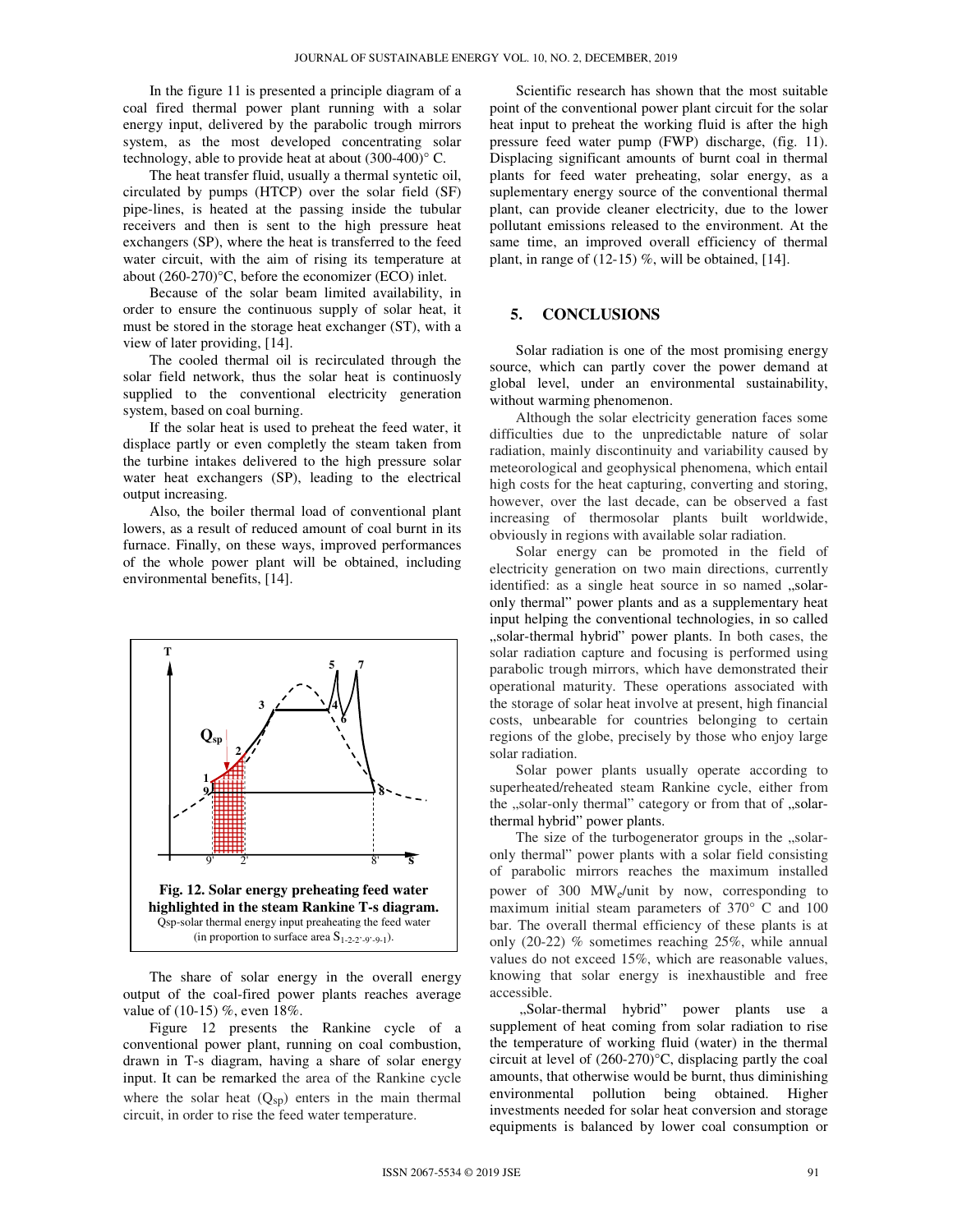In the figure 11 is presented a principle diagram of a coal fired thermal power plant running with a solar energy input, delivered by the parabolic trough mirrors system, as the most developed concentrating solar technology, able to provide heat at about (300-400)° C.

The heat transfer fluid, usually a thermal syntetic oil, circulated by pumps (HTCP) over the solar field (SF) pipe-lines, is heated at the passing inside the tubular receivers and then is sent to the high pressure heat exchangers (SP), where the heat is transferred to the feed water circuit, with the aim of rising its temperature at about (260-270)°C, before the economizer (ECO) inlet.

Because of the solar beam limited availability, in order to ensure the continuous supply of solar heat, it must be stored in the storage heat exchanger (ST), with a view of later providing, [14].

The cooled thermal oil is recirculated through the solar field network, thus the solar heat is continuosly supplied to the conventional electricity generation system, based on coal burning.

If the solar heat is used to preheat the feed water, it displace partly or even completly the steam taken from the turbine intakes delivered to the high pressure solar water heat exchangers (SP), leading to the electrical output increasing.

Also, the boiler thermal load of conventional plant lowers, as a result of reduced amount of coal burnt in its furnace. Finally, on these ways, improved performances of the whole power plant will be obtained, including environmental benefits, [14].

**Fig. 12. Solar energy preheating feed water highlighted in the steam Rankine T-s diagram.**
Qsp-solar thermal energy input preheating the feed water (in proportion to surface area $S_{1-2-2'-9'-9-1}$).

The share of solar energy in the overall energy output of the coal-fired power plants reaches average value of (10-15) %, even 18%.

Figure 12 presents the Rankine cycle of a conventional power plant, running on coal combustion, drawn in T-s diagram, having a share of solar energy input. It can be remarked the area of the Rankine cycle where the solar heat ($Q_{sp}$) enters in the main thermal circuit, in order to rise the feed water temperature.

Scientific research has shown that the most suitable point of the conventional power plant circuit for the solar heat input to preheat the working fluid is after the high pressure feed water pump (FWP) discharge, (fig. 11). Displacing significant amounts of burnt coal in thermal plants for feed water preheating, solar energy, as a suplementary energy source of the conventional thermal plant, can provide cleaner electricity, due to the lower pollutant emissions released to the environment. At the same time, an improved overall efficiency of thermal plant, in range of (12-15) %, will be obtained, [14].

## 5. CONCLUSIONS

Solar radiation is one of the most promising energy source, which can partly cover the power demand at global level, under an environmental sustainability, without warming phenomenon.

Although the solar electricity generation faces some difficulties due to the unpredictable nature of solar radiation, mainly discontinuity and variability caused by meteorological and geophysical phenomena, which entail high costs for the heat capturing, converting and storing, however, over the last decade, can be observed a fast increasing of thermosolar plants built worldwide, obviously in regions with available solar radiation.

Solar energy can be promoted in the field of electricity generation on two main directions, currently identified: as a single heat source in so named „solar-only thermal" power plants and as a supplementary heat input helping the conventional technologies, in so called „solar-thermal hybrid" power plants. In both cases, the solar radiation capture and focusing is performed using parabolic trough mirrors, which have demonstrated their operational maturity. These operations associated with the storage of solar heat involve at present, high financial costs, unbearable for countries belonging to certain regions of the globe, precisely by those who enjoy large solar radiation.

Solar power plants usually operate according to superheated/reheated steam Rankine cycle, either from the „solar-only thermal" category or from that of „solar-thermal hybrid" power plants.

The size of the turbogenerator groups in the „solar-only thermal" power plants with a solar field consisting of parabolic mirrors reaches the maximum installed power of 300 $MW_e$/unit by now, corresponding to maximum initial steam parameters of 370° C and 100 bar. The overall thermal efficiency of these plants is at only (20-22) % sometimes reaching 25%, while annual values do not exceed 15%, which are reasonable values, knowing that solar energy is inexhaustible and free accessible.

„Solar-thermal hybrid" power plants use a supplement of heat coming from solar radiation to rise the temperature of working fluid (water) in the thermal circuit at level of (260-270)°C, displacing partly the coal amounts, that otherwise would be burnt, thus diminishing environmental pollution being obtained. Higher investments needed for solar heat conversion and storage equipments is balanced by lower coal consumption or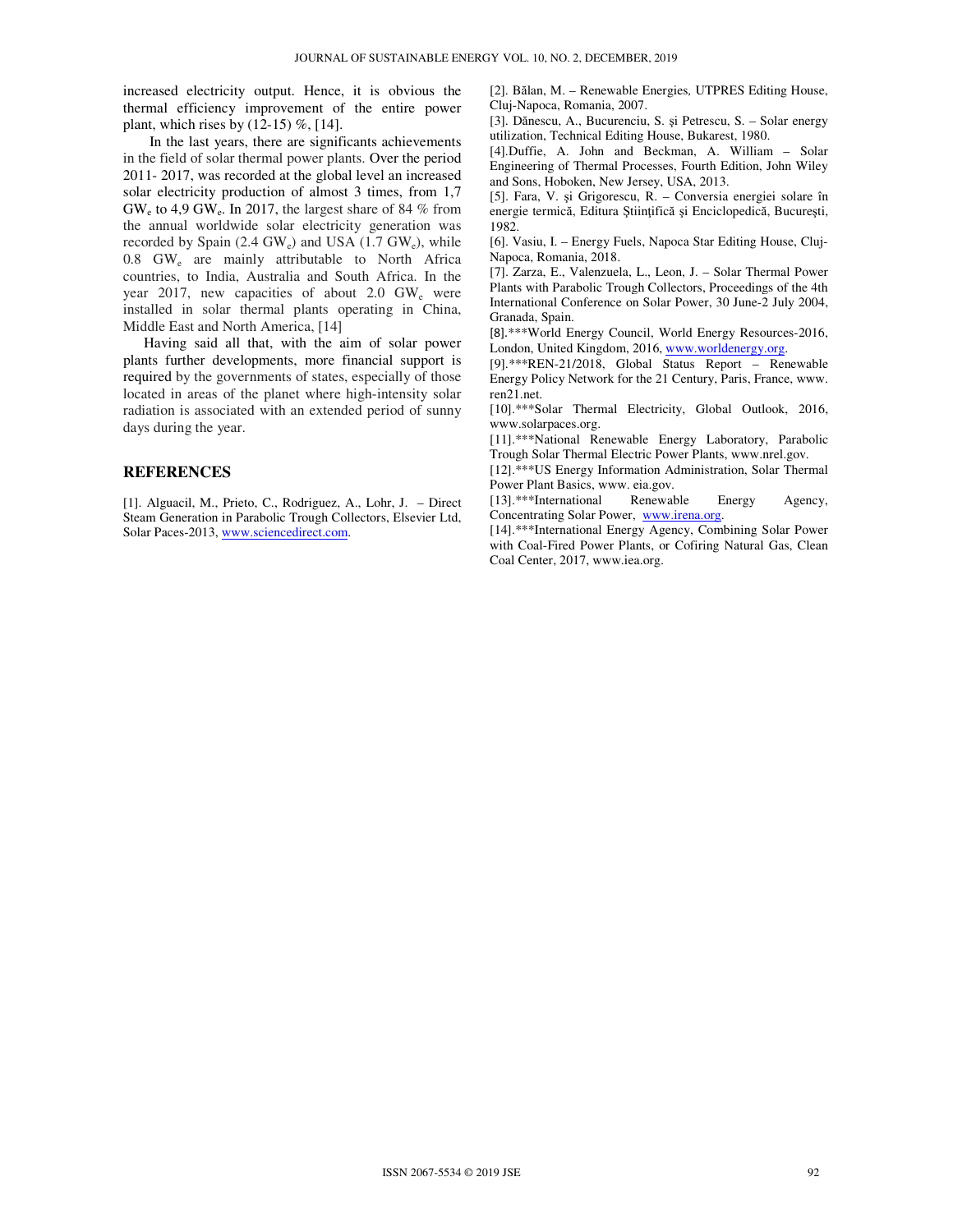increased electricity output. Hence, it is obvious the thermal efficiency improvement of the entire power plant, which rises by (12-15) %, [14].

In the last years, there are significants achievements in the field of solar thermal power plants. Over the period 2011- 2017, was recorded at the global level an increased solar electricity production of almost 3 times, from 1,7 $GW_e$ to 4,9 $GW_e$. In 2017, the largest share of 84 % from the annual worldwide solar electricity generation was recorded by Spain (2.4 $GW_e$) and USA (1.7 $GW_e$), while 0.8 $GW_e$ are mainly attributable to North Africa countries, to India, Australia and South Africa. In the year 2017, new capacities of about 2.0 $GW_e$ were installed in solar thermal plants operating in China, Middle East and North America, [14]

Having said all that, with the aim of solar power plants further developments, more financial support is required by the governments of states, especially of those located in areas of the planet where high-intensity solar radiation is associated with an extended period of sunny days during the year.

## REFERENCES

[1]. Alguacil, M., Prieto, C., Rodriguez, A., Lohr, J. – Direct Steam Generation in Parabolic Trough Collectors, Elsevier Ltd, Solar Paces-2013, www.sciencedirect.com.

[2]. Bălan, M. – Renewable Energies, UTPRES Editing House, Cluj-Napoca, Romania, 2007.

[3]. Dănescu, A., Bucurenciu, S. şi Petrescu, S. – Solar energy utilization, Technical Editing House, Bukarest, 1980.

[4].Duffie, A. John and Beckman, A. William – Solar Engineering of Thermal Processes, Fourth Edition, John Wiley and Sons, Hoboken, New Jersey, USA, 2013.

[5]. Fara, V. şi Grigorescu, R. – Conversia energiei solare în energie termică, Editura Ştiinţifică şi Enciclopedică, Bucureşti, 1982.

[6]. Vasiu, I. – Energy Fuels, Napoca Star Editing House, Cluj-Napoca, Romania, 2018.

[7]. Zarza, E., Valenzuela, L., Leon, J. – Solar Thermal Power Plants with Parabolic Trough Collectors, Proceedings of the 4th International Conference on Solar Power, 30 June-2 July 2004, Granada, Spain.

[8].***World Energy Council, World Energy Resources-2016, London, United Kingdom, 2016, www.worldenergy.org.

[9].***REN-21/2018, Global Status Report – Renewable Energy Policy Network for the 21 Century, Paris, France, www.ren21.net.

[10].***Solar Thermal Electricity, Global Outlook, 2016, www.solarpaces.org.

[11].***National Renewable Energy Laboratory, Parabolic Trough Solar Thermal Electric Power Plants, www.nrel.gov.

[12].***US Energy Information Administration, Solar Thermal Power Plant Basics, www. eia.gov.

[13].***International Renewable Energy Agency, Concentrating Solar Power, www.irena.org.

[14].***International Energy Agency, Combining Solar Power with Coal-Fired Power Plants, or Cofiring Natural Gas, Clean Coal Center, 2017, www.iea.org.